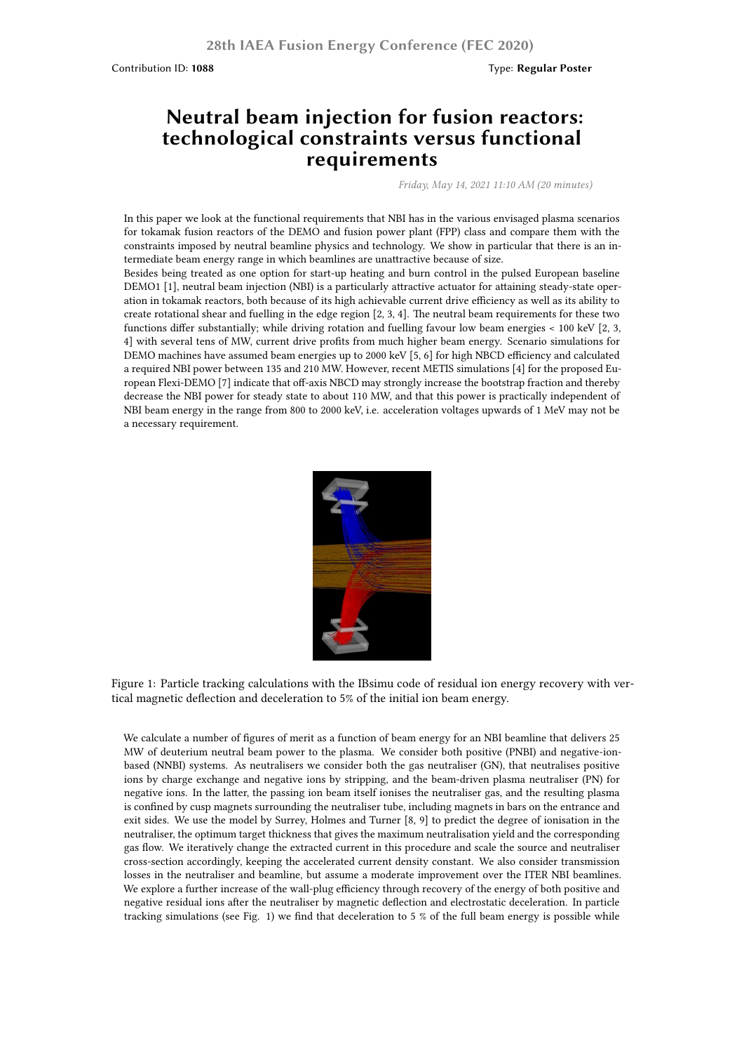Contribution ID: **1088**

Type: **Regular Poster**

# Neutral beam injection for fusion reactors: technological constraints versus functional requirements

*Friday, May 14, 2021 11:10 AM (20 minutes)*

In this paper we look at the functional requirements that NBI has in the various envisaged plasma scenarios for tokamak fusion reactors of the DEMO and fusion power plant (FPP) class and compare them with the constraints imposed by neutral beamline physics and technology. We show in particular that there is an intermediate beam energy range in which beamlines are unattractive because of size.

Besides being treated as one option for start-up heating and burn control in the pulsed European baseline DEMO1 [1], neutral beam injection (NBI) is a particularly attractive actuator for attaining steady-state operation in tokamak reactors, both because of its high achievable current drive efficiency as well as its ability to create rotational shear and fuelling in the edge region [2, 3, 4]. The neutral beam requirements for these two functions differ substantially; while driving rotation and fuelling favour low beam energies < 100 keV [2, 3, 4] with several tens of MW, current drive profits from much higher beam energy. Scenario simulations for DEMO machines have assumed beam energies up to 2000 keV [5, 6] for high NBCD efficiency and calculated a required NBI power between 135 and 210 MW. However, recent METIS simulations [4] for the proposed European Flexi-DEMO [7] indicate that off-axis NBCD may strongly increase the bootstrap fraction and thereby decrease the NBI power for steady state to about 110 MW, and that this power is practically independent of NBI beam energy in the range from 800 to 2000 keV, i.e. acceleration voltages upwards of 1 MeV may not be a necessary requirement.

Figure 1: Particle tracking calculations with the IBsimu code of residual ion energy recovery with vertical magnetic deflection and deceleration to 5% of the initial ion beam energy.

We calculate a number of figures of merit as a function of beam energy for an NBI beamline that delivers 25 MW of deuterium neutral beam power to the plasma. We consider both positive (PNBI) and negative-ion-based (NNBI) systems. As neutralisers we consider both the gas neutraliser (GN), that neutralises positive ions by charge exchange and negative ions by stripping, and the beam-driven plasma neutraliser (PN) for negative ions. In the latter, the passing ion beam itself ionises the neutraliser gas, and the resulting plasma is confined by cusp magnets surrounding the neutraliser tube, including magnets in bars on the entrance and exit sides. We use the model by Surrey, Holmes and Turner [8, 9] to predict the degree of ionisation in the neutraliser, the optimum target thickness that gives the maximum neutralisation yield and the corresponding gas flow. We iteratively change the extracted current in this procedure and scale the source and neutraliser cross-section accordingly, keeping the accelerated current density constant. We also consider transmission losses in the neutraliser and beamline, but assume a moderate improvement over the ITER NBI beamlines. We explore a further increase of the wall-plug efficiency through recovery of the energy of both positive and negative residual ions after the neutraliser by magnetic deflection and electrostatic deceleration. In particle tracking simulations (see Fig. 1) we find that deceleration to 5 % of the full beam energy is possible while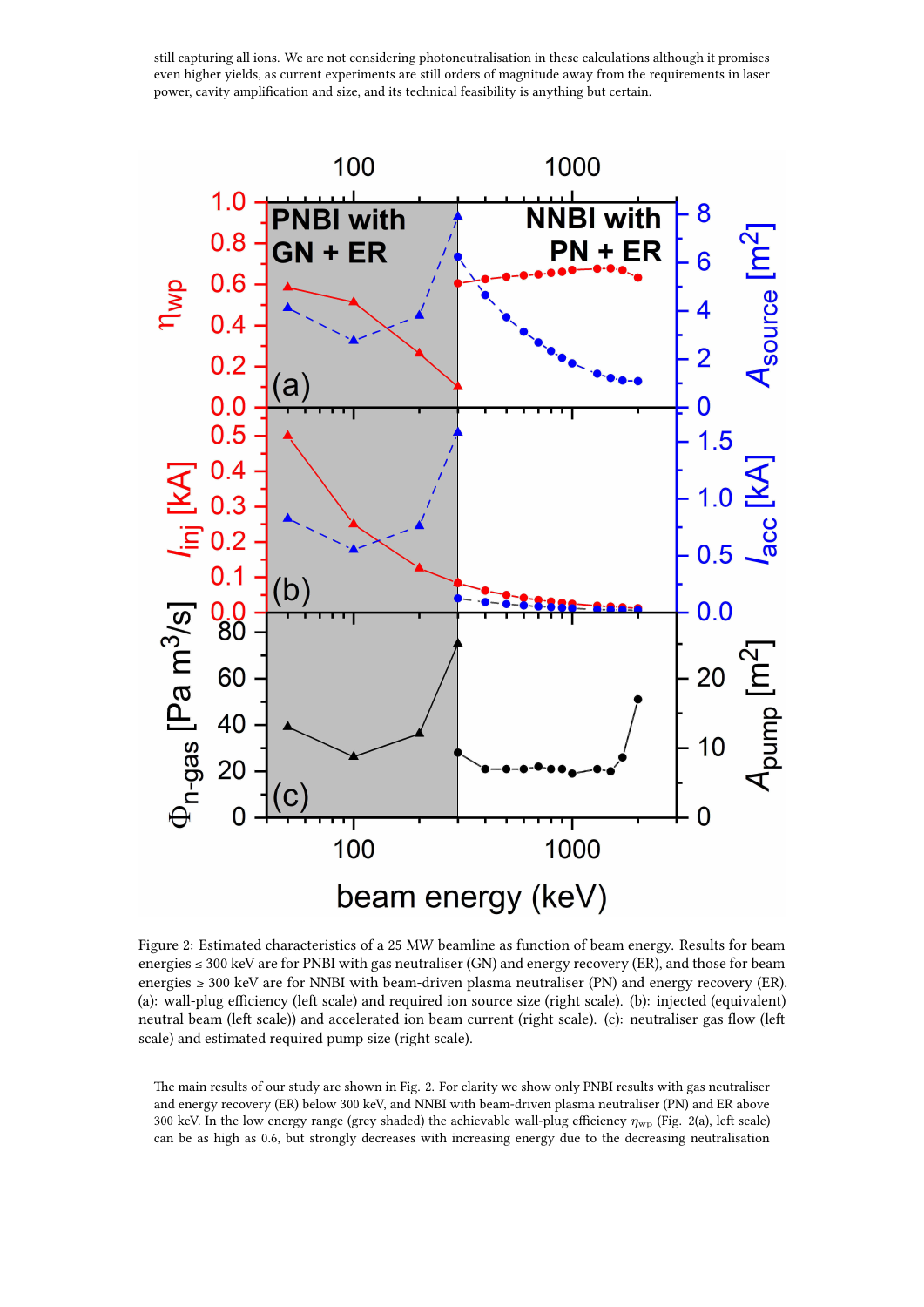still capturing all ions. We are not considering photoneutralisation in these calculations although it promises even higher yields, as current experiments are still orders of magnitude away from the requirements in laser power, cavity amplification and size, and its technical feasibility is anything but certain.

Figure 2: Estimated characteristics of a 25 MW beamline as function of beam energy. Results for beam energies ≤ 300 keV are for PNBI with gas neutraliser (GN) and energy recovery (ER), and those for beam energies ≥ 300 keV are for NNBI with beam-driven plasma neutraliser (PN) and energy recovery (ER). (a): wall-plug efficiency (left scale) and required ion source size (right scale). (b): injected (equivalent) neutral beam (left scale)) and accelerated ion beam current (right scale). (c): neutraliser gas flow (left scale) and estimated required pump size (right scale).

The main results of our study are shown in Fig. 2. For clarity we show only PNBI results with gas neutraliser and energy recovery (ER) below 300 keV, and NNBI with beam-driven plasma neutraliser (PN) and ER above 300 keV. In the low energy range (grey shaded) the achievable wall-plug efficiency $\eta_{wp}$ (Fig. 2(a), left scale) can be as high as 0.6, but strongly decreases with increasing energy due to the decreasing neutralisation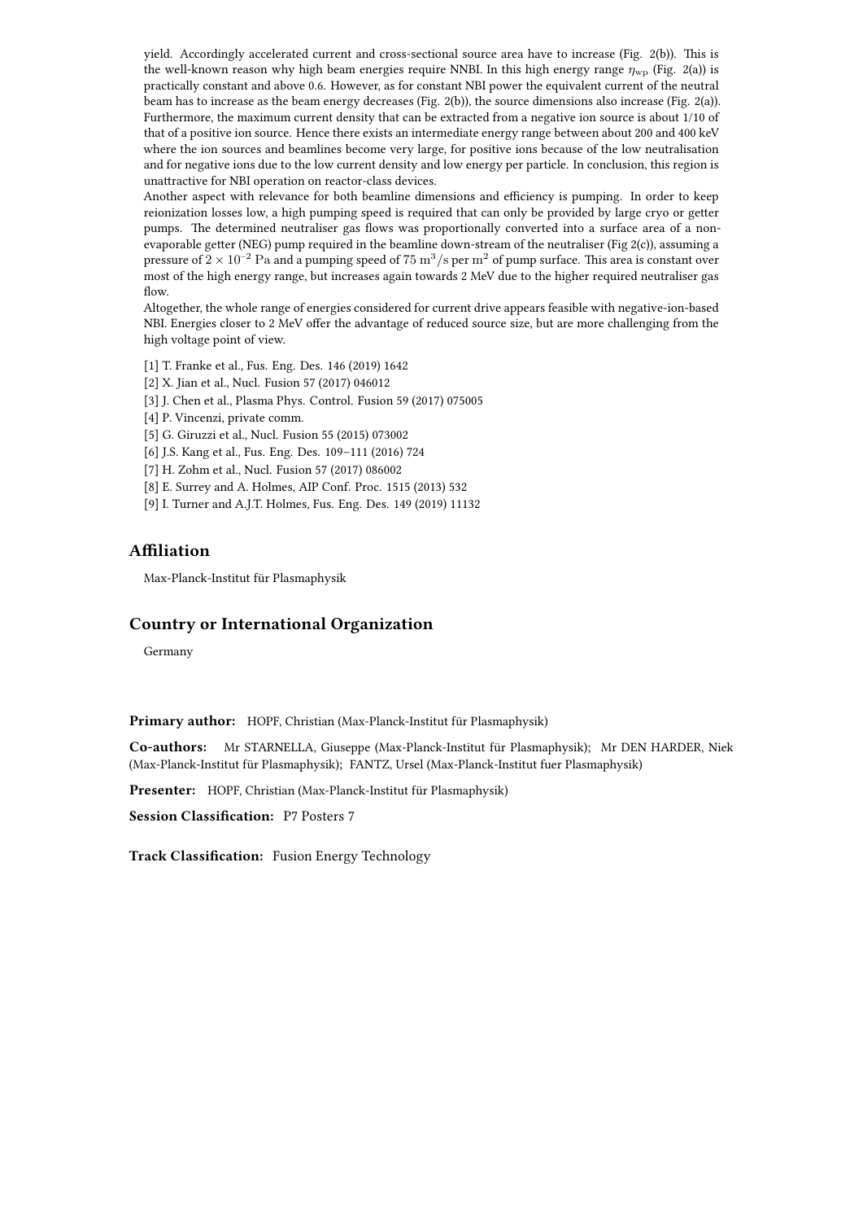yield. Accordingly accelerated current and cross-sectional source area have to increase (Fig. 2(b)). This is the well-known reason why high beam energies require NNBI. In this high energy range $\eta_{\rm wp}$ (Fig. 2(a)) is practically constant and above 0.6. However, as for constant NBI power the equivalent current of the neutral beam has to increase as the beam energy decreases (Fig. 2(b)), the source dimensions also increase (Fig. 2(a)). Furthermore, the maximum current density that can be extracted from a negative ion source is about 1/10 of that of a positive ion source. Hence there exists an intermediate energy range between about 200 and 400 keV where the ion sources and beamlines become very large, for positive ions because of the low neutralisation and for negative ions due to the low current density and low energy per particle. In conclusion, this region is unattractive for NBI operation on reactor-class devices.

Another aspect with relevance for both beamline dimensions and efficiency is pumping. In order to keep reionization losses low, a high pumping speed is required that can only be provided by large cryo or getter pumps. The determined neutraliser gas flows was proportionally converted into a surface area of a non-evaporable getter (NEG) pump required in the beamline down-stream of the neutraliser (Fig 2(c)), assuming a pressure of $2 \times 10^{-2}$ Pa and a pumping speed of $75\ \mathrm{m^3/s}$ per $\mathrm{m^2}$ of pump surface. This area is constant over most of the high energy range, but increases again towards 2 MeV due to the higher required neutraliser gas flow.

Altogether, the whole range of energies considered for current drive appears feasible with negative-ion-based NBI. Energies closer to 2 MeV offer the advantage of reduced source size, but are more challenging from the high voltage point of view.

[1] T. Franke et al., Fus. Eng. Des. 146 (2019) 1642
[2] X. Jian et al., Nucl. Fusion 57 (2017) 046012
[3] J. Chen et al., Plasma Phys. Control. Fusion 59 (2017) 075005
[4] P. Vincenzi, private comm.
[5] G. Giruzzi et al., Nucl. Fusion 55 (2015) 073002
[6] J.S. Kang et al., Fus. Eng. Des. 109–111 (2016) 724
[7] H. Zohm et al., Nucl. Fusion 57 (2017) 086002
[8] E. Surrey and A. Holmes, AIP Conf. Proc. 1515 (2013) 532
[9] I. Turner and A.J.T. Holmes, Fus. Eng. Des. 149 (2019) 11132

## Affiliation

Max-Planck-Institut für Plasmaphysik

## Country or International Organization

Germany

**Primary author:** HOPF, Christian (Max-Planck-Institut für Plasmaphysik)

**Co-authors:** Mr STARNELLA, Giuseppe (Max-Planck-Institut für Plasmaphysik); Mr DEN HARDER, Niek (Max-Planck-Institut für Plasmaphysik); FANTZ, Ursel (Max-Planck-Institut fuer Plasmaphysik)

**Presenter:** HOPF, Christian (Max-Planck-Institut für Plasmaphysik)

**Session Classification:** P7 Posters 7

**Track Classification:** Fusion Energy Technology